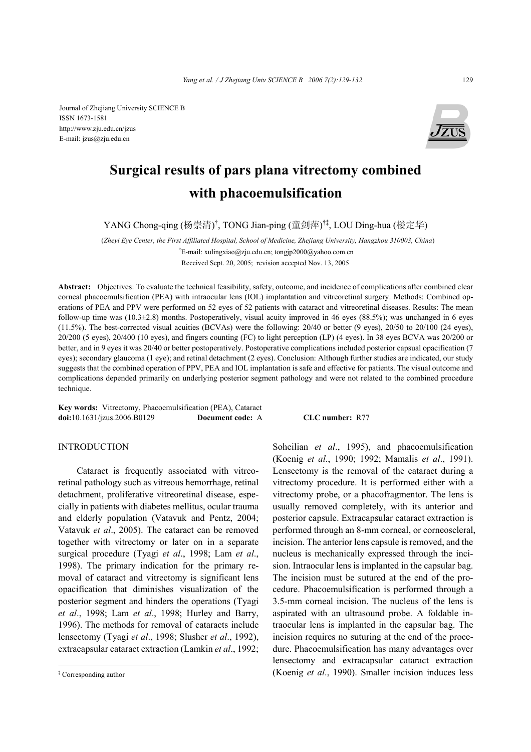Journal of Zhejiang University SCIENCE B
ISSN 1673-1581
http://www.zju.edu.cn/jzus
E-mail: jzus@zju.edu.cn

# Surgical results of pars plana vitrectomy combined with phacoemulsification

YANG Chong-qing (杨崇清)[†], TONG Jian-ping (童剑萍)[†‡], LOU Ding-hua (楼定华)

(*Zheyi Eye Center, the First Affiliated Hospital, School of Medicine, Zhejiang University, Hangzhou 310003, China*)

[†]E-mail: xulingxiao@zju.edu.cn; tongjp2000@yahoo.com.cn

Received Sept. 20, 2005; revision accepted Nov. 13, 2005

**Abstract:** Objectives: To evaluate the technical feasibility, safety, outcome, and incidence of complications after combined clear corneal phacoemulsification (PEA) with intraocular lens (IOL) implantation and vitreoretinal surgery. Methods: Combined operations of PEA and PPV were performed on 52 eyes of 52 patients with cataract and vitreoretinal diseases. Results: The mean follow-up time was (10.3±2.8) months. Postoperatively, visual acuity improved in 46 eyes (88.5%); was unchanged in 6 eyes (11.5%). The best-corrected visual acuities (BCVAs) were the following: 20/40 or better (9 eyes), 20/50 to 20/100 (24 eyes), 20/200 (5 eyes), 20/400 (10 eyes), and fingers counting (FC) to light perception (LP) (4 eyes). In 38 eyes BCVA was 20/200 or better, and in 9 eyes it was 20/40 or better postoperatively. Postoperative complications included posterior capsual opacification (7 eyes); secondary glaucoma (1 eye); and retinal detachment (2 eyes). Conclusion: Although further studies are indicated, our study suggests that the combined operation of PPV, PEA and IOL implantation is safe and effective for patients. The visual outcome and complications depended primarily on underlying posterior segment pathology and were not related to the combined procedure technique.

**Key words:** Vitrectomy, Phacoemulsification (PEA), Cataract
**doi:**10.1631/jzus.2006.B0129 **Document code:** A **CLC number:** R77

## INTRODUCTION

Cataract is frequently associated with vitreoretinal pathology such as vitreous hemorrhage, retinal detachment, proliferative vitreoretinal disease, especially in patients with diabetes mellitus, ocular trauma and elderly population (Vatavuk and Pentz, 2004; Vatavuk *et al*., 2005). The cataract can be removed together with vitrectomy or later on in a separate surgical procedure (Tyagi *et al*., 1998; Lam *et al*., 1998). The primary indication for the primary removal of cataract and vitrectomy is significant lens opacification that diminishes visualization of the posterior segment and hinders the operations (Tyagi *et al*., 1998; Lam *et al*., 1998; Hurley and Barry, 1996). The methods for removal of cataracts include lensectomy (Tyagi *et al*., 1998; Slusher *et al*., 1992), extracapsular cataract extraction (Lamkin *et al*., 1992; Soheilian *et al*., 1995), and phacoemulsification (Koenig *et al*., 1990; 1992; Mamalis *et al*., 1991). Lensectomy is the removal of the cataract during a vitrectomy procedure. It is performed either with a vitrectomy probe, or a phacofragmentor. The lens is usually removed completely, with its anterior and posterior capsule. Extracapsular cataract extraction is performed through an 8-mm corneal, or corneoscleral, incision. The anterior lens capsule is removed, and the nucleus is mechanically expressed through the incision. Intraocular lens is implanted in the capsular bag. The incision must be sutured at the end of the procedure. Phacoemulsification is performed through a 3.5-mm corneal incision. The nucleus of the lens is aspirated with an ultrasound probe. A foldable intraocular lens is implanted in the capsular bag. The incision requires no suturing at the end of the procedure. Phacoemulsification has many advantages over lensectomy and extracapsular cataract extraction (Koenig *et al*., 1990). Smaller incision induces less

[‡] Corresponding author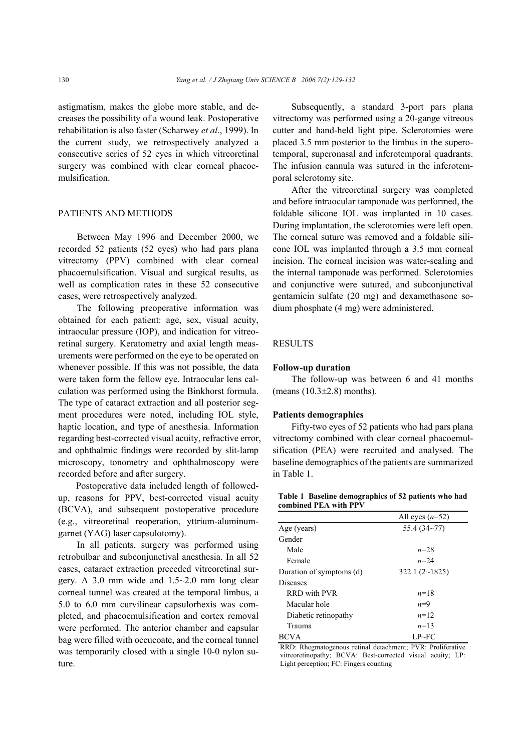astigmatism, makes the globe more stable, and decreases the possibility of a wound leak. Postoperative rehabilitation is also faster (Scharwey *et al*., 1999). In the current study, we retrospectively analyzed a consecutive series of 52 eyes in which vitreoretinal surgery was combined with clear corneal phacoemulsification.

## PATIENTS AND METHODS

Between May 1996 and December 2000, we recorded 52 patients (52 eyes) who had pars plana vitrectomy (PPV) combined with clear corneal phacoemulsification. Visual and surgical results, as well as complication rates in these 52 consecutive cases, were retrospectively analyzed.

The following preoperative information was obtained for each patient: age, sex, visual acuity, intraocular pressure (IOP), and indication for vitreoretinal surgery. Keratometry and axial length measurements were performed on the eye to be operated on whenever possible. If this was not possible, the data were taken form the fellow eye. Intraocular lens calculation was performed using the Binkhorst formula. The type of cataract extraction and all posterior segment procedures were noted, including IOL style, haptic location, and type of anesthesia. Information regarding best-corrected visual acuity, refractive error, and ophthalmic findings were recorded by slit-lamp microscopy, tonometry and ophthalmoscopy were recorded before and after surgery.

Postoperative data included length of followed-up, reasons for PPV, best-corrected visual acuity (BCVA), and subsequent postoperative procedure (e.g., vitreoretinal reoperation, yttrium-aluminum-garnet (YAG) laser capsulotomy).

In all patients, surgery was performed using retrobulbar and subconjunctival anesthesia. In all 52 cases, cataract extraction preceded vitreoretinal surgery. A 3.0 mm wide and 1.5~2.0 mm long clear corneal tunnel was created at the temporal limbus, a 5.0 to 6.0 mm curvilinear capsulorhexis was completed, and phacoemulsification and cortex removal were performed. The anterior chamber and capsular bag were filled with occucoate, and the corneal tunnel was temporarily closed with a single 10-0 nylon suture.

Subsequently, a standard 3-port pars plana vitrectomy was performed using a 20-gange vitreous cutter and hand-held light pipe. Sclerotomies were placed 3.5 mm posterior to the limbus in the superotemporal, superonasal and inferotemporal quadrants. The infusion cannula was sutured in the inferotemporal sclerotomy site.

After the vitreoretinal surgery was completed and before intraocular tamponade was performed, the foldable silicone IOL was implanted in 10 cases. During implantation, the sclerotomies were left open. The corneal suture was removed and a foldable silicone IOL was implanted through a 3.5 mm corneal incision. The corneal incision was water-sealing and the internal tamponade was performed. Sclerotomies and conjunctive were sutured, and subconjunctival gentamicin sulfate (20 mg) and dexamethasone sodium phosphate (4 mg) were administered.

## RESULTS

### Follow-up duration

The follow-up was between 6 and 41 months (means (10.3±2.8) months).

### Patients demographics

Fifty-two eyes of 52 patients who had pars plana vitrectomy combined with clear corneal phacoemulsification (PEA) were recruited and analysed. The baseline demographics of the patients are summarized in Table 1.

**Table 1 Baseline demographics of 52 patients who had combined PEA with PPV**

| | All eyes ($n$=52) |
|---|---|
| Age (years) | 55.4 (34~77) |
| Gender | |
| Male | $n$=28 |
| Female | $n$=24 |
| Duration of symptoms (d) | 322.1 (2~1825) |
| Diseases | |
| RRD with PVR | $n$=18 |
| Macular hole | $n$=9 |
| Diabetic retinopathy | $n$=12 |
| Trauma | $n$=13 |
| BCVA | LP~FC |

RRD: Rhegmatogenous retinal detachment; PVR: Proliferative vitreoretinopathy; BCVA: Best-corrected visual acuity; LP: Light perception; FC: Fingers counting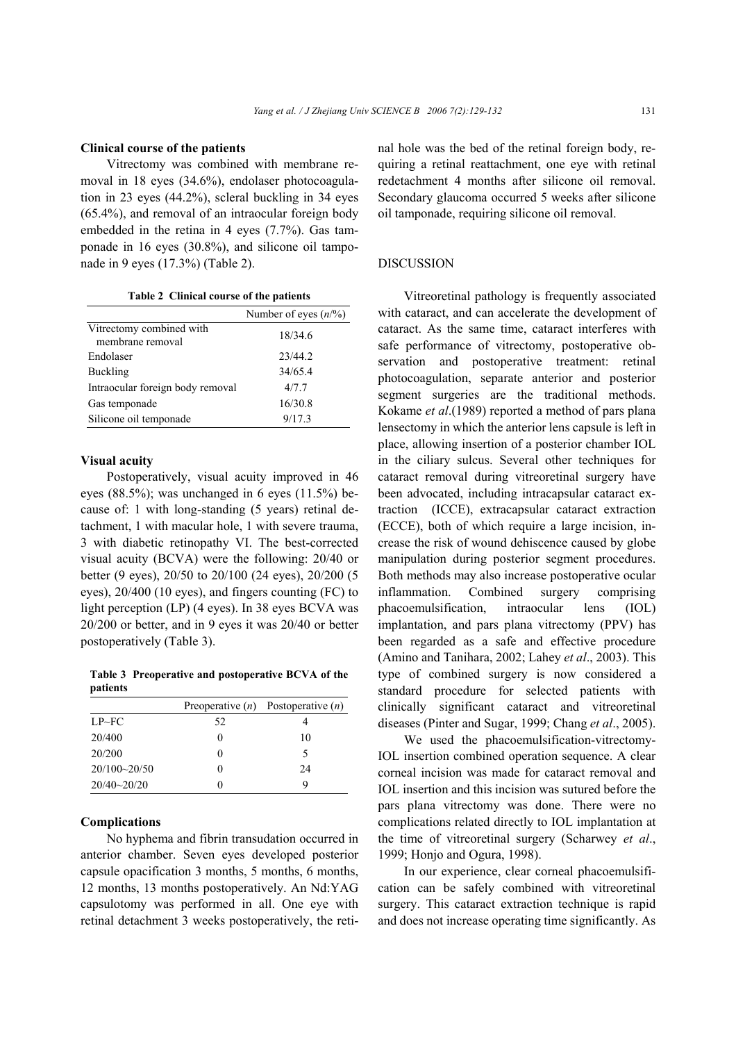**Clinical course of the patients**

Vitrectomy was combined with membrane removal in 18 eyes (34.6%), endolaser photocoagulation in 23 eyes (44.2%), scleral buckling in 34 eyes (65.4%), and removal of an intraocular foreign body embedded in the retina in 4 eyes (7.7%). Gas tamponade in 16 eyes (30.8%), and silicone oil tamponade in 9 eyes (17.3%) (Table 2).

**Table 2 Clinical course of the patients**

| | Number of eyes (*n*/%) |
|---|---|
| Vitrectomy combined with membrane removal | 18/34.6 |
| Endolaser | 23/44.2 |
| Buckling | 34/65.4 |
| Intraocular foreign body removal | 4/7.7 |
| Gas temponade | 16/30.8 |
| Silicone oil temponade | 9/17.3 |

**Visual acuity**

Postoperatively, visual acuity improved in 46 eyes (88.5%); was unchanged in 6 eyes (11.5%) because of: 1 with long-standing (5 years) retinal detachment, 1 with macular hole, 1 with severe trauma, 3 with diabetic retinopathy VI. The best-corrected visual acuity (BCVA) were the following: 20/40 or better (9 eyes), 20/50 to 20/100 (24 eyes), 20/200 (5 eyes), 20/400 (10 eyes), and fingers counting (FC) to light perception (LP) (4 eyes). In 38 eyes BCVA was 20/200 or better, and in 9 eyes it was 20/40 or better postoperatively (Table 3).

**Table 3 Preoperative and postoperative BCVA of the patients**

| | Preoperative (*n*) | Postoperative (*n*) |
|---|---|---|
| LP~FC | 52 | 4 |
| 20/400 | 0 | 10 |
| 20/200 | 0 | 5 |
| 20/100~20/50 | 0 | 24 |
| 20/40~20/20 | 0 | 9 |

**Complications**

No hyphema and fibrin transudation occurred in anterior chamber. Seven eyes developed posterior capsule opacification 3 months, 5 months, 6 months, 12 months, 13 months postoperatively. An Nd:YAG capsulotomy was performed in all. One eye with retinal detachment 3 weeks postoperatively, the retinal hole was the bed of the retinal foreign body, requiring a retinal reattachment, one eye with retinal redetachment 4 months after silicone oil removal. Secondary glaucoma occurred 5 weeks after silicone oil tamponade, requiring silicone oil removal.

## DISCUSSION

Vitreoretinal pathology is frequently associated with cataract, and can accelerate the development of cataract. As the same time, cataract interferes with safe performance of vitrectomy, postoperative observation and postoperative treatment: retinal photocoagulation, separate anterior and posterior segment surgeries are the traditional methods. Kokame *et al*.(1989) reported a method of pars plana lensectomy in which the anterior lens capsule is left in place, allowing insertion of a posterior chamber IOL in the ciliary sulcus. Several other techniques for cataract removal during vitreoretinal surgery have been advocated, including intracapsular cataract extraction (ICCE), extracapsular cataract extraction (ECCE), both of which require a large incision, increase the risk of wound dehiscence caused by globe manipulation during posterior segment procedures. Both methods may also increase postoperative ocular inflammation. Combined surgery comprising phacoemulsification, intraocular lens (IOL) implantation, and pars plana vitrectomy (PPV) has been regarded as a safe and effective procedure (Amino and Tanihara, 2002; Lahey *et al*., 2003). This type of combined surgery is now considered a standard procedure for selected patients with clinically significant cataract and vitreoretinal diseases (Pinter and Sugar, 1999; Chang *et al*., 2005).

We used the phacoemulsification-vitrectomy-IOL insertion combined operation sequence. A clear corneal incision was made for cataract removal and IOL insertion and this incision was sutured before the pars plana vitrectomy was done. There were no complications related directly to IOL implantation at the time of vitreoretinal surgery (Scharwey *et al*., 1999; Honjo and Ogura, 1998).

In our experience, clear corneal phacoemulsification can be safely combined with vitreoretinal surgery. This cataract extraction technique is rapid and does not increase operating time significantly. As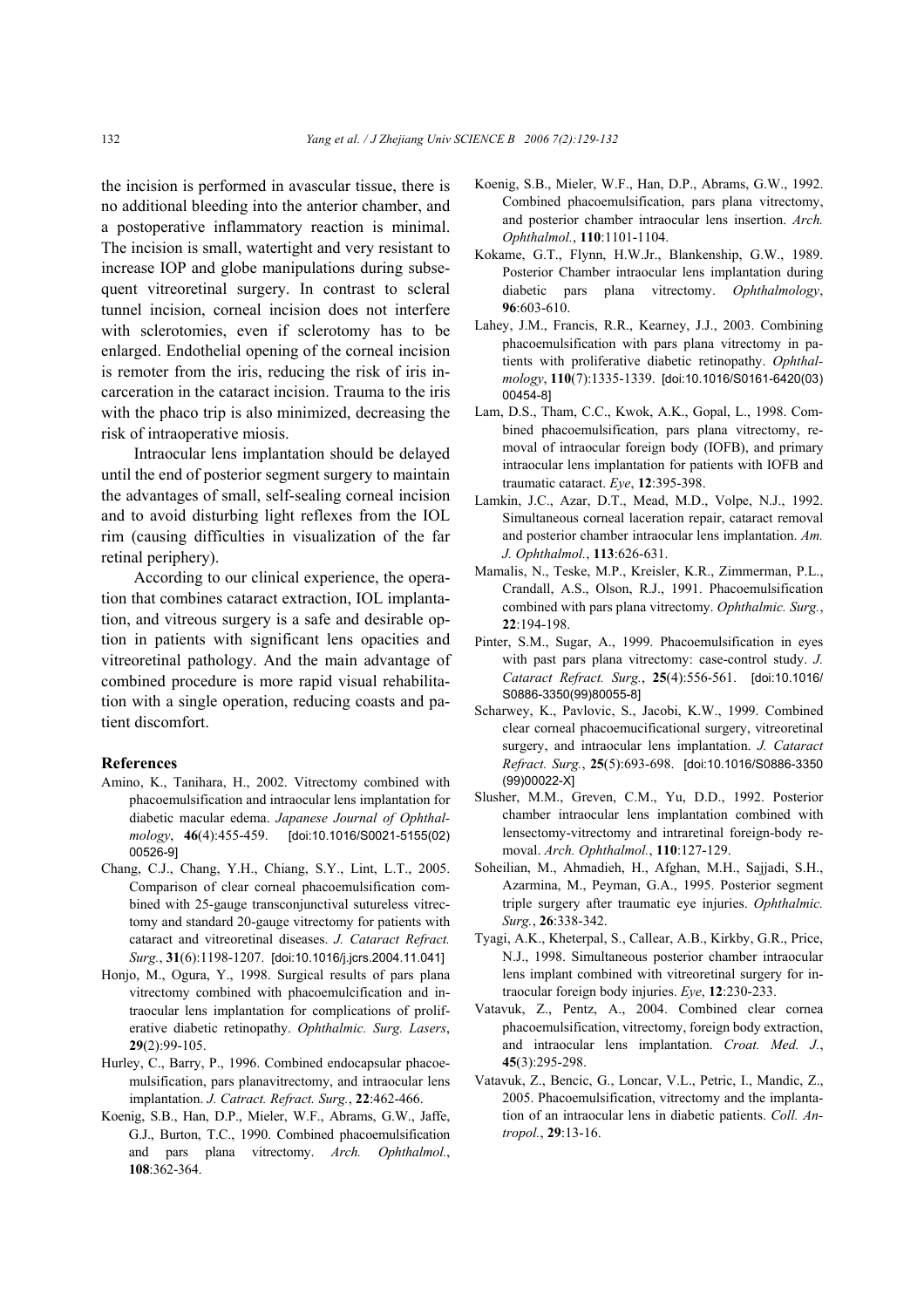the incision is performed in avascular tissue, there is no additional bleeding into the anterior chamber, and a postoperative inflammatory reaction is minimal. The incision is small, watertight and very resistant to increase IOP and globe manipulations during subsequent vitreoretinal surgery. In contrast to scleral tunnel incision, corneal incision does not interfere with sclerotomies, even if sclerotomy has to be enlarged. Endothelial opening of the corneal incision is remoter from the iris, reducing the risk of iris incarceration in the cataract incision. Trauma to the iris with the phaco trip is also minimized, decreasing the risk of intraoperative miosis.

Intraocular lens implantation should be delayed until the end of posterior segment surgery to maintain the advantages of small, self-sealing corneal incision and to avoid disturbing light reflexes from the IOL rim (causing difficulties in visualization of the far retinal periphery).

According to our clinical experience, the operation that combines cataract extraction, IOL implantation, and vitreous surgery is a safe and desirable option in patients with significant lens opacities and vitreoretinal pathology. And the main advantage of combined procedure is more rapid visual rehabilitation with a single operation, reducing coasts and patient discomfort.

## References

Amino, K., Tanihara, H., 2002. Vitrectomy combined with phacoemulsification and intraocular lens implantation for diabetic macular edema. *Japanese Journal of Ophthalmology*, **46**(4):455-459. [doi:10.1016/S0021-5155(02)00526-9]

Chang, C.J., Chang, Y.H., Chiang, S.Y., Lint, L.T., 2005. Comparison of clear corneal phacoemulsification combined with 25-gauge transconjunctival sutureless vitrectomy and standard 20-gauge vitrectomy for patients with cataract and vitreoretinal diseases. *J. Cataract Refract. Surg.*, **31**(6):1198-1207. [doi:10.1016/j.jcrs.2004.11.041]

Honjo, M., Ogura, Y., 1998. Surgical results of pars plana vitrectomy combined with phacoemulcification and intraocular lens implantation for complications of proliferative diabetic retinopathy. *Ophthalmic. Surg. Lasers*, **29**(2):99-105.

Hurley, C., Barry, P., 1996. Combined endocapsular phacoemulsification, pars planavitrectomy, and intraocular lens implantation. *J. Catract. Refract. Surg.*, **22**:462-466.

Koenig, S.B., Han, D.P., Mieler, W.F., Abrams, G.W., Jaffe, G.J., Burton, T.C., 1990. Combined phacoemulsification and pars plana vitrectomy. *Arch. Ophthalmol.*, **108**:362-364.

Koenig, S.B., Mieler, W.F., Han, D.P., Abrams, G.W., 1992. Combined phacoemulsification, pars plana vitrectomy, and posterior chamber intraocular lens insertion. *Arch. Ophthalmol.*, **110**:1101-1104.

Kokame, G.T., Flynn, H.W.Jr., Blankenship, G.W., 1989. Posterior Chamber intraocular lens implantation during diabetic pars plana vitrectomy. *Ophthalmology*, **96**:603-610.

Lahey, J.M., Francis, R.R., Kearney, J.J., 2003. Combining phacoemulsification with pars plana vitrectomy in patients with proliferative diabetic retinopathy. *Ophthalmology*, **110**(7):1335-1339. [doi:10.1016/S0161-6420(03)00454-8]

Lam, D.S., Tham, C.C., Kwok, A.K., Gopal, L., 1998. Combined phacoemulsification, pars plana vitrectomy, removal of intraocular foreign body (IOFB), and primary intraocular lens implantation for patients with IOFB and traumatic cataract. *Eye*, **12**:395-398.

Lamkin, J.C., Azar, D.T., Mead, M.D., Volpe, N.J., 1992. Simultaneous corneal laceration repair, cataract removal and posterior chamber intraocular lens implantation. *Am. J. Ophthalmol.*, **113**:626-631.

Mamalis, N., Teske, M.P., Kreisler, K.R., Zimmerman, P.L., Crandall, A.S., Olson, R.J., 1991. Phacoemulsification combined with pars plana vitrectomy. *Ophthalmic. Surg.*, **22**:194-198.

Pinter, S.M., Sugar, A., 1999. Phacoemulsification in eyes with past pars plana vitrectomy: case-control study. *J. Cataract Refract. Surg.*, **25**(4):556-561. [doi:10.1016/S0886-3350(99)80055-8]

Scharwey, K., Pavlovic, S., Jacobi, K.W., 1999. Combined clear corneal phacoemucificational surgery, vitreoretinal surgery, and intraocular lens implantation. *J. Cataract Refract. Surg.*, **25**(5):693-698. [doi:10.1016/S0886-3350(99)00022-X]

Slusher, M.M., Greven, C.M., Yu, D.D., 1992. Posterior chamber intraocular lens implantation combined with lensectomy-vitrectomy and intraretinal foreign-body removal. *Arch. Ophthalmol.*, **110**:127-129.

Soheilian, M., Ahmadieh, H., Afghan, M.H., Sajjadi, S.H., Azarmina, M., Peyman, G.A., 1995. Posterior segment triple surgery after traumatic eye injuries. *Ophthalmic. Surg.*, **26**:338-342.

Tyagi, A.K., Kheterpal, S., Callear, A.B., Kirkby, G.R., Price, N.J., 1998. Simultaneous posterior chamber intraocular lens implant combined with vitreoretinal surgery for intraocular foreign body injuries. *Eye*, **12**:230-233.

Vatavuk, Z., Pentz, A., 2004. Combined clear cornea phacoemulsification, vitrectomy, foreign body extraction, and intraocular lens implantation. *Croat. Med. J.*, **45**(3):295-298.

Vatavuk, Z., Bencic, G., Loncar, V.L., Petric, I., Mandic, Z., 2005. Phacoemulsification, vitrectomy and the implantation of an intraocular lens in diabetic patients. *Coll. Antropol.*, **29**:13-16.